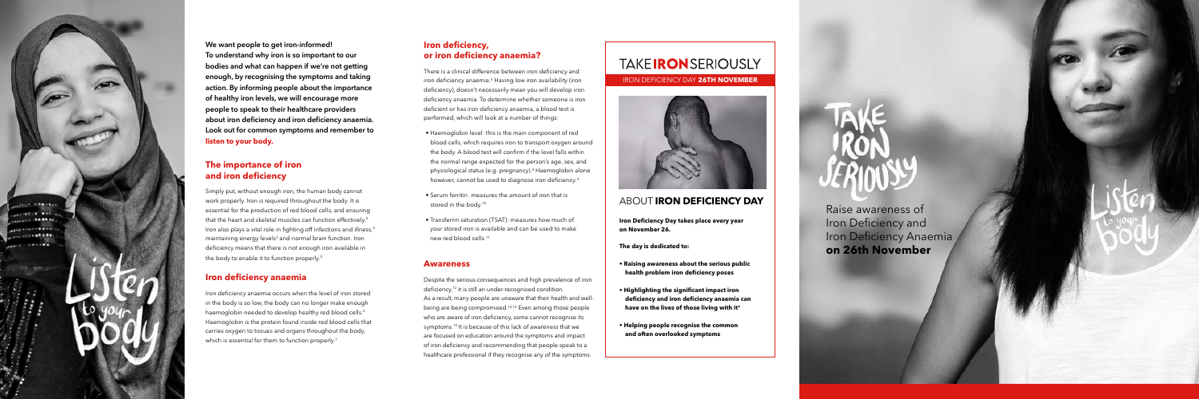**We want people to get iron-informed! To understand why iron is so important to our bodies and what can happen if we're not getting enough, by recognising the symptoms and taking action. By informing people about the importance of healthy iron levels, we will encourage more people to speak to their healthcare providers about iron deficiency and iron deficiency anaemia. Look out for common symptoms and remember to listen to your body.**

## The importance of iron and iron deficiency

Simply put, without enough iron, the human body cannot work properly. Iron is required throughout the body. It is essential for the production of red blood cells, and ensuring that the heart and skeletal muscles can function effectively.[2] Iron also plays a vital role in fighting off infections and illness,[3] maintaining energy levels[4] and normal brain function. Iron deficiency means that there is not enough iron available in the body to enable it to function properly.[5]

## Iron deficiency anaemia

Iron deficiency anaemia occurs when the level of iron stored in the body is so low, the body can no longer make enough haemoglobin needed to develop healthy red blood cells.[6] Haemoglobin is the protein found inside red blood cells that carries oxygen to tissues and organs throughout the body, which is essential for them to function properly.[7]

## Iron deficiency, or iron deficiency anaemia?

There is a clinical difference between iron deficiency and iron deficiency anaemia.[5] Having low iron availability (iron deficiency), doesn't necessarily mean you will develop iron deficiency anaemia. To determine whether someone is iron deficient or has iron deficiency anaemia, a blood test is performed, which will look at a number of things:

- Haemoglobin level: this is the main component of red blood cells, which requires iron to transport oxygen around the body. A blood test will confirm if the level falls within the normal range expected for the person's age, sex, and physiological status (e.g. pregnancy).[8] Haemoglobin alone however, cannot be used to diagnose iron deficiency.[9]
- Serum ferritin: measures the amount of iron that is stored in the body.[10]
- Transferrin saturation (TSAT): measures how much of your stored iron is available and can be used to make new red blood cells.[11]

## Awareness

Despite the serious consequences and high prevalence of iron deficiency,[12] it is still an under-recognised condition. As a result, many people are unaware that their health and well-being are being compromised.[13,14] Even among those people who are aware of iron deficiency, some cannot recognise its symptoms.[15] It is because of this lack of awareness that we are focused on education around the symptoms and impact of iron deficiency and recommending that people speak to a healthcare professional if they recognise any of the symptoms.

# TAKE **IRON** SERIOUSLY

IRON DEFICIENCY DAY **26TH NOVEMBER**

## ABOUT **IRON DEFICIENCY DAY**

**Iron Deficiency Day takes place every year on November 26.**

**The day is dedicated to:**

- **Raising awareness about the serious public health problem iron deficiency poses**
- **Highlighting the significant impact iron deficiency and iron deficiency anaemia can have on the lives of those living with it[1]**
- **Helping people recognise the common and often overlooked symptoms**

TAKE IRON SERIOUSLY

Raise awareness of Iron Deficiency and Iron Deficiency Anaemia **on 26th November**

Listen to your body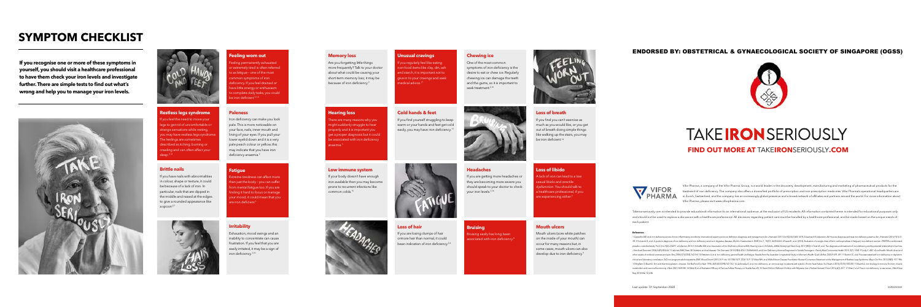# SYMPTOM CHECKLIST

**If you recognise one or more of these symptoms in yourself, you should visit a healthcare professional to have them check your iron levels and investigate further. There are simple tests to find out what's wrong and help you to manage your iron levels.**

### Feeling worn out

Feeling permanently exhausted or extremely tired is often referred to as fatigue - one of the most common symptoms of iron deficiency. If you feel drained or have little energy or enthusiasm to complete daily tasks, you could be iron deficient.[1-4]

### Restless legs syndrome

If you feel the need to move your legs to get rid of uncomfortable or strange sensations while resting, you may have restless legs syndrome. The feelings are sometimes described as itching, burning or crawling and can often affect your sleep.[7,10]

### Paleness

Iron deficiency can make you look pale. This is more noticeable on your face, nails, inner mouth and lining of your eyes. If you pull your lower eyelid down and it is a very pale peach colour or yellow, this may indicate that you have iron deficiency anaemia.[2]

### Brittle nails

If you have nails with abnormalities in colour, shape or texture, it could be because of a lack of iron. In particular, nails that are dipped in the middle and raised at the edges to give a rounded appearance like a spoon.[2,7]

### Fatigue

Extreme tiredness can affect more than just the body – you can suffer from mental fatigue too. If you are finding it hard to focus or manage your mood, it could mean that you are iron deficient.[1]

### Irritability

Exhaustion, mood swings and an inability to concentrate can cause frustration. If you feel that you are easily irritated, it may be a sign of iron deficiency.[3,11]

### Memory loss

Are you forgetting little things more frequently? Talk to your doctor about what could be causing your short-term memory loss; it may be because of iron deficiency.[3]

### Unusual cravings

If you regularly feel like eating non-food items like clay, dirt, ash and starch, it is important not to give in to your cravings and seek medical advice.[13]

### Chewing ice

One of the most common symptoms of iron deficiency is the desire to eat or chew ice. Regularly chewing ice can damage the teeth and the gums, so it is important to seek treatment.[2,13]

### Hearing loss

There are many reasons why you might suddenly struggle to hear properly and it is important you get a proper diagnosis but it could be associated with iron deficiency anaemia.[7]

### Cold hands & feet

If you find yourself struggling to keep warm or your hands and feet get cold easily, you may have iron deficiency.[14]

### Loss of breath

If you find you can't exercise as much as you would like, or you get out of breath doing simple things like walking up the stairs, you may be iron deficient.[12]

### Low immune system

If your body doesn't have enough iron available then you may become prone to recurrent infections like common colds.[15]

### Headaches

If you are getting more headaches or they are becoming more severe you should speak to your doctor to check your iron levels.[2,16]

### Loss of libido

A lack of iron can lead to a low sexual libido and erectile dysfunction. You should talk to a healthcare professional, if you are experiencing either.[7]

### Loss of hair

If you are losing clumps of hair or more hair than normal, it could been indication of iron deficiency.[2,4]

### Bruising

Bruising easily has long been associated with iron deficiency.[9]

### Mouth ulcers

Mouth ulcers (sore white patches on the inside of your mouth) can occur for many reasons but, in some cases, mouth ulcers can also develop due to iron deficiency.[6]

## ENDORSED BY: OBSTETRICAL & GYNAECOLOGICAL SOCIETY OF SINGAPORE (OGSS)

# TAKE IRON SERIOUSLY

## FIND OUT MORE AT TAKEIRONSERIOUSLY.COM

VIFOR PHARMA

Vifor Pharma, a company of the Vifor Pharma Group, is a world leader in the discovery, development, manufacturing and marketing of pharmaceutical products for the treatment of iron deficiency. The company also offers a diversified portfolio of prescription and non-prescription medicines. Vifor Pharma's operational headquarters are in Zurich, Switzerland, and the company has an increasingly global presence and a broad network of affiliates and partners around the world. For more information about Vifor Pharma, please visit www.viforpharma.com.

Takeironseriously.com is intended to provide educational information to an international audience, at the exclusion of US residents. All information contained herein is intended for educational purposes only and should not be used to replace a discussion with a healthcare professional. All decisions regarding patient care must be handled by a healthcare professional, and be made based on the unique needs of each patient.

**References**

Last update: 01 September 2020